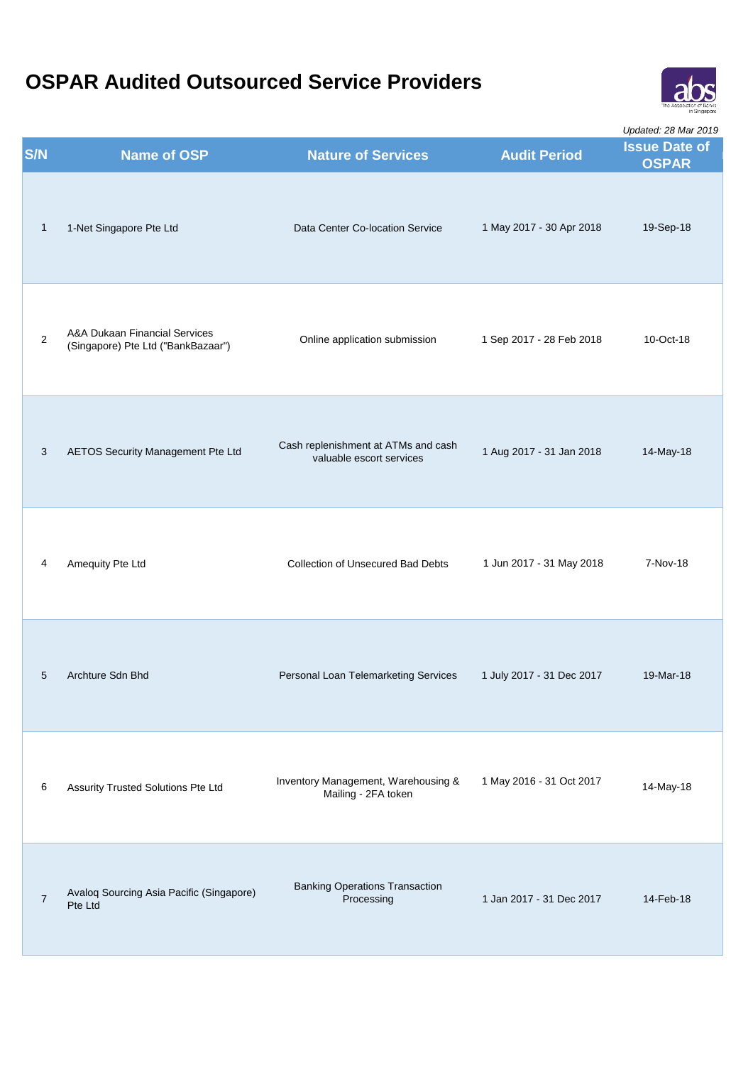# OSPAR Audited Outsourced Service Providers

*Updated: 28 Mar 2019*

| S/N | Name of OSP | Nature of Services | Audit Period | Issue Date of OSPAR |
|---|---|---|---|---|
| 1 | 1-Net Singapore Pte Ltd | Data Center Co-location Service | 1 May 2017 - 30 Apr 2018 | 19-Sep-18 |
| 2 | A&A Dukaan Financial Services (Singapore) Pte Ltd ("BankBazaar") | Online application submission | 1 Sep 2017 - 28 Feb 2018 | 10-Oct-18 |
| 3 | AETOS Security Management Pte Ltd | Cash replenishment at ATMs and cash valuable escort services | 1 Aug 2017 - 31 Jan 2018 | 14-May-18 |
| 4 | Amequity Pte Ltd | Collection of Unsecured Bad Debts | 1 Jun 2017 - 31 May 2018 | 7-Nov-18 |
| 5 | Archture Sdn Bhd | Personal Loan Telemarketing Services | 1 July 2017 - 31 Dec 2017 | 19-Mar-18 |
| 6 | Assurity Trusted Solutions Pte Ltd | Inventory Management, Warehousing & Mailing - 2FA token | 1 May 2016 - 31 Oct 2017 | 14-May-18 |
| 7 | Avaloq Sourcing Asia Pacific (Singapore) Pte Ltd | Banking Operations Transaction Processing | 1 Jan 2017 - 31 Dec 2017 | 14-Feb-18 |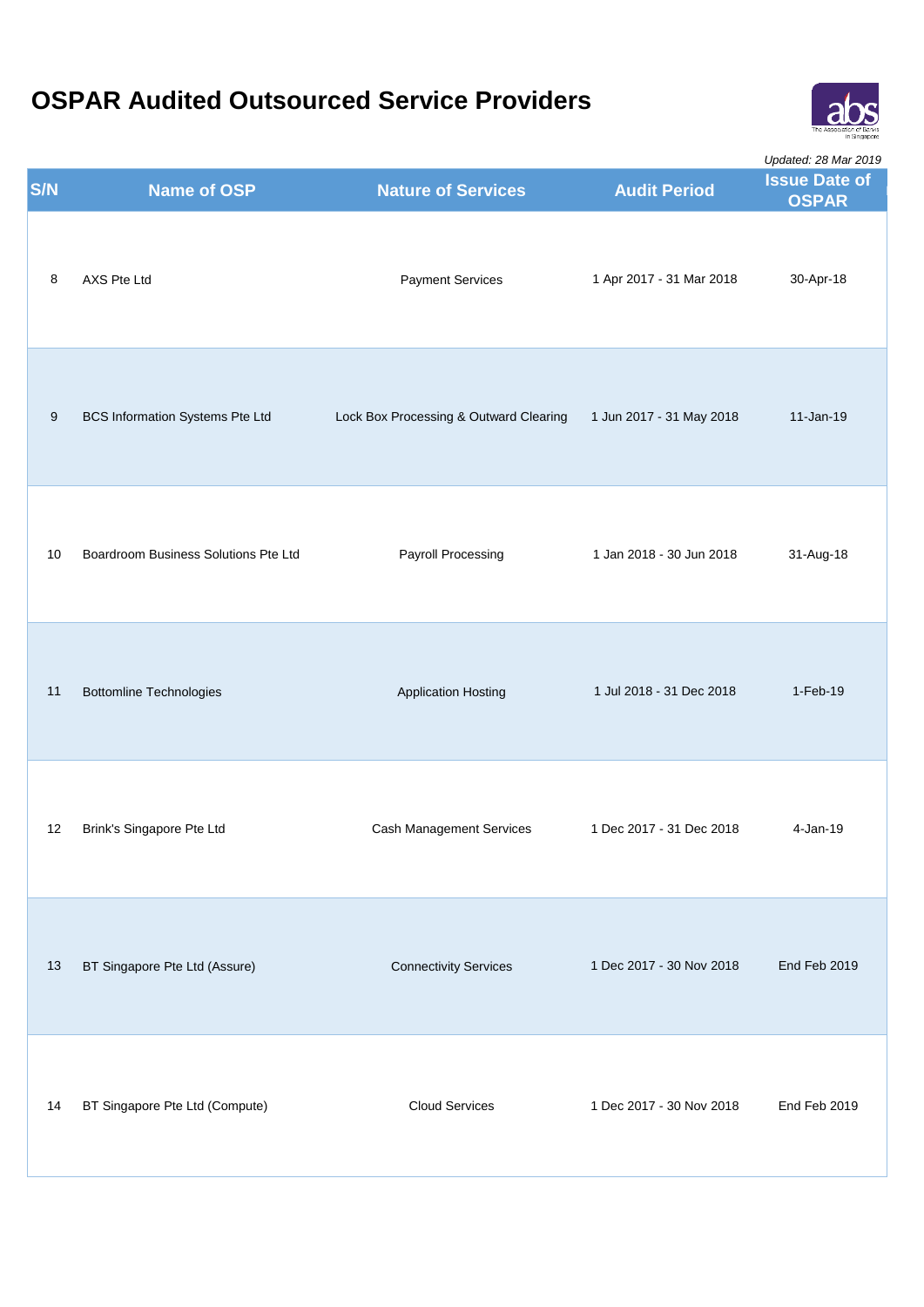# OSPAR Audited Outsourced Service Providers

*Updated: 28 Mar 2019*

| S/N | Name of OSP | Nature of Services | Audit Period | Issue Date of OSPAR |
|---|---|---|---|---|
| 8 | AXS Pte Ltd | Payment Services | 1 Apr 2017 - 31 Mar 2018 | 30-Apr-18 |
| 9 | BCS Information Systems Pte Ltd | Lock Box Processing & Outward Clearing | 1 Jun 2017 - 31 May 2018 | 11-Jan-19 |
| 10 | Boardroom Business Solutions Pte Ltd | Payroll Processing | 1 Jan 2018 - 30 Jun 2018 | 31-Aug-18 |
| 11 | Bottomline Technologies | Application Hosting | 1 Jul 2018 - 31 Dec 2018 | 1-Feb-19 |
| 12 | Brink's Singapore Pte Ltd | Cash Management Services | 1 Dec 2017 - 31 Dec 2018 | 4-Jan-19 |
| 13 | BT Singapore Pte Ltd (Assure) | Connectivity Services | 1 Dec 2017 - 30 Nov 2018 | End Feb 2019 |
| 14 | BT Singapore Pte Ltd (Compute) | Cloud Services | 1 Dec 2017 - 30 Nov 2018 | End Feb 2019 |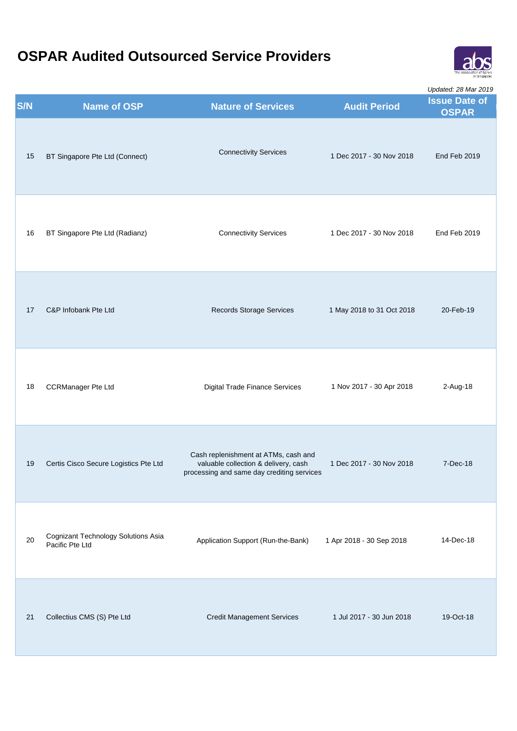# OSPAR Audited Outsourced Service Providers

*Updated: 28 Mar 2019*

| S/N | Name of OSP | Nature of Services | Audit Period | Issue Date of OSPAR |
|---|---|---|---|---|
| 15 | BT Singapore Pte Ltd (Connect) | Connectivity Services | 1 Dec 2017 - 30 Nov 2018 | End Feb 2019 |
| 16 | BT Singapore Pte Ltd (Radianz) | Connectivity Services | 1 Dec 2017 - 30 Nov 2018 | End Feb 2019 |
| 17 | C&P Infobank Pte Ltd | Records Storage Services | 1 May 2018 to 31 Oct 2018 | 20-Feb-19 |
| 18 | CCRManager Pte Ltd | Digital Trade Finance Services | 1 Nov 2017 - 30 Apr 2018 | 2-Aug-18 |
| 19 | Certis Cisco Secure Logistics Pte Ltd | Cash replenishment at ATMs, cash and valuable collection & delivery, cash processing and same day crediting services | 1 Dec 2017 - 30 Nov 2018 | 7-Dec-18 |
| 20 | Cognizant Technology Solutions Asia Pacific Pte Ltd | Application Support (Run-the-Bank) | 1 Apr 2018 - 30 Sep 2018 | 14-Dec-18 |
| 21 | Collectius CMS (S) Pte Ltd | Credit Management Services | 1 Jul 2017 - 30 Jun 2018 | 19-Oct-18 |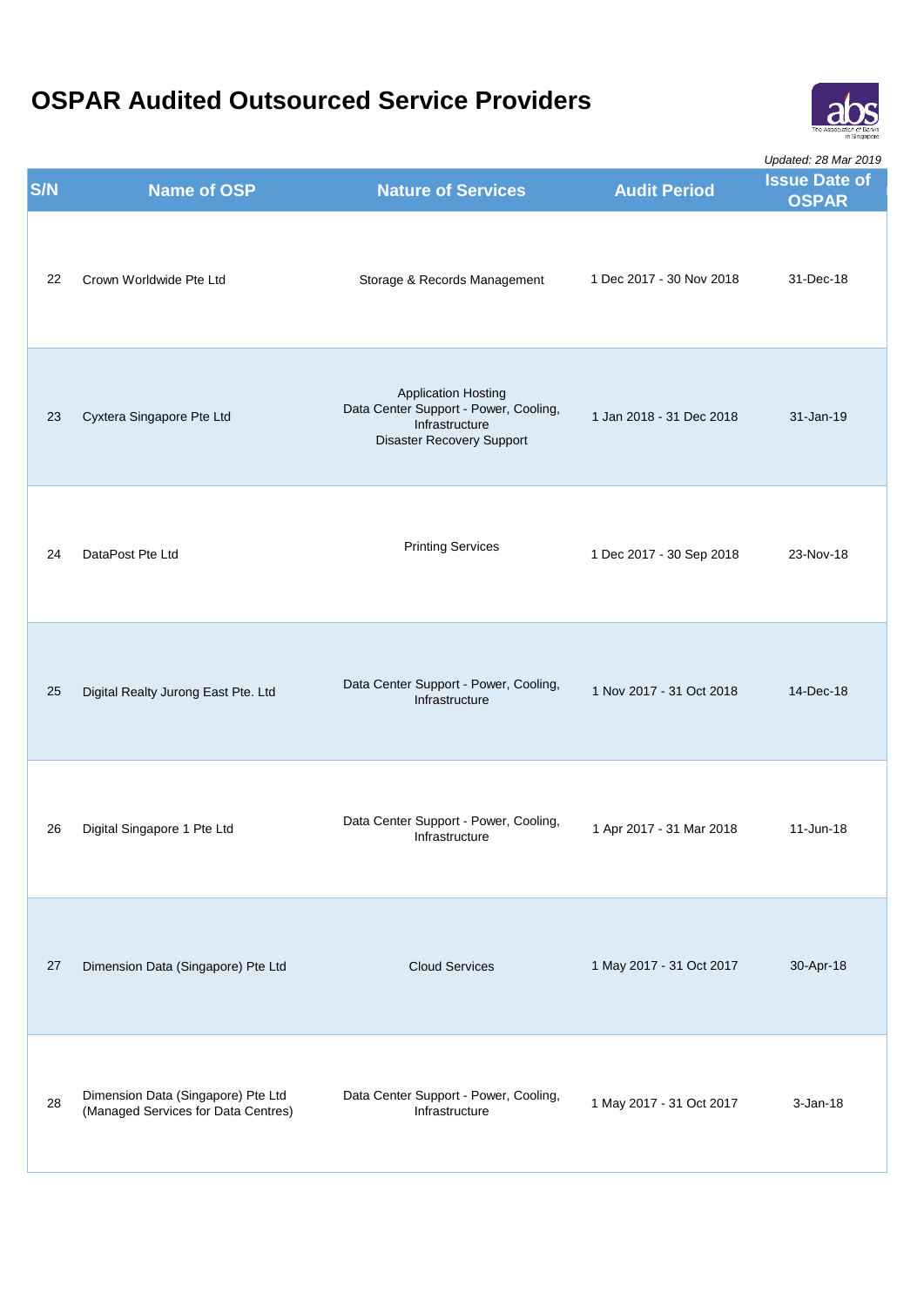# OSPAR Audited Outsourced Service Providers

*Updated: 28 Mar 2019*

| S/N | Name of OSP | Nature of Services | Audit Period | Issue Date of OSPAR |
|---|---|---|---|---|
| 22 | Crown Worldwide Pte Ltd | Storage & Records Management | 1 Dec 2017 - 30 Nov 2018 | 31-Dec-18 |
| 23 | Cyxtera Singapore Pte Ltd | Application Hosting<br>Data Center Support - Power, Cooling, Infrastructure<br>Disaster Recovery Support | 1 Jan 2018 - 31 Dec 2018 | 31-Jan-19 |
| 24 | DataPost Pte Ltd | Printing Services | 1 Dec 2017 - 30 Sep 2018 | 23-Nov-18 |
| 25 | Digital Realty Jurong East Pte. Ltd | Data Center Support - Power, Cooling, Infrastructure | 1 Nov 2017 - 31 Oct 2018 | 14-Dec-18 |
| 26 | Digital Singapore 1 Pte Ltd | Data Center Support - Power, Cooling, Infrastructure | 1 Apr 2017 - 31 Mar 2018 | 11-Jun-18 |
| 27 | Dimension Data (Singapore) Pte Ltd | Cloud Services | 1 May 2017 - 31 Oct 2017 | 30-Apr-18 |
| 28 | Dimension Data (Singapore) Pte Ltd (Managed Services for Data Centres) | Data Center Support - Power, Cooling, Infrastructure | 1 May 2017 - 31 Oct 2017 | 3-Jan-18 |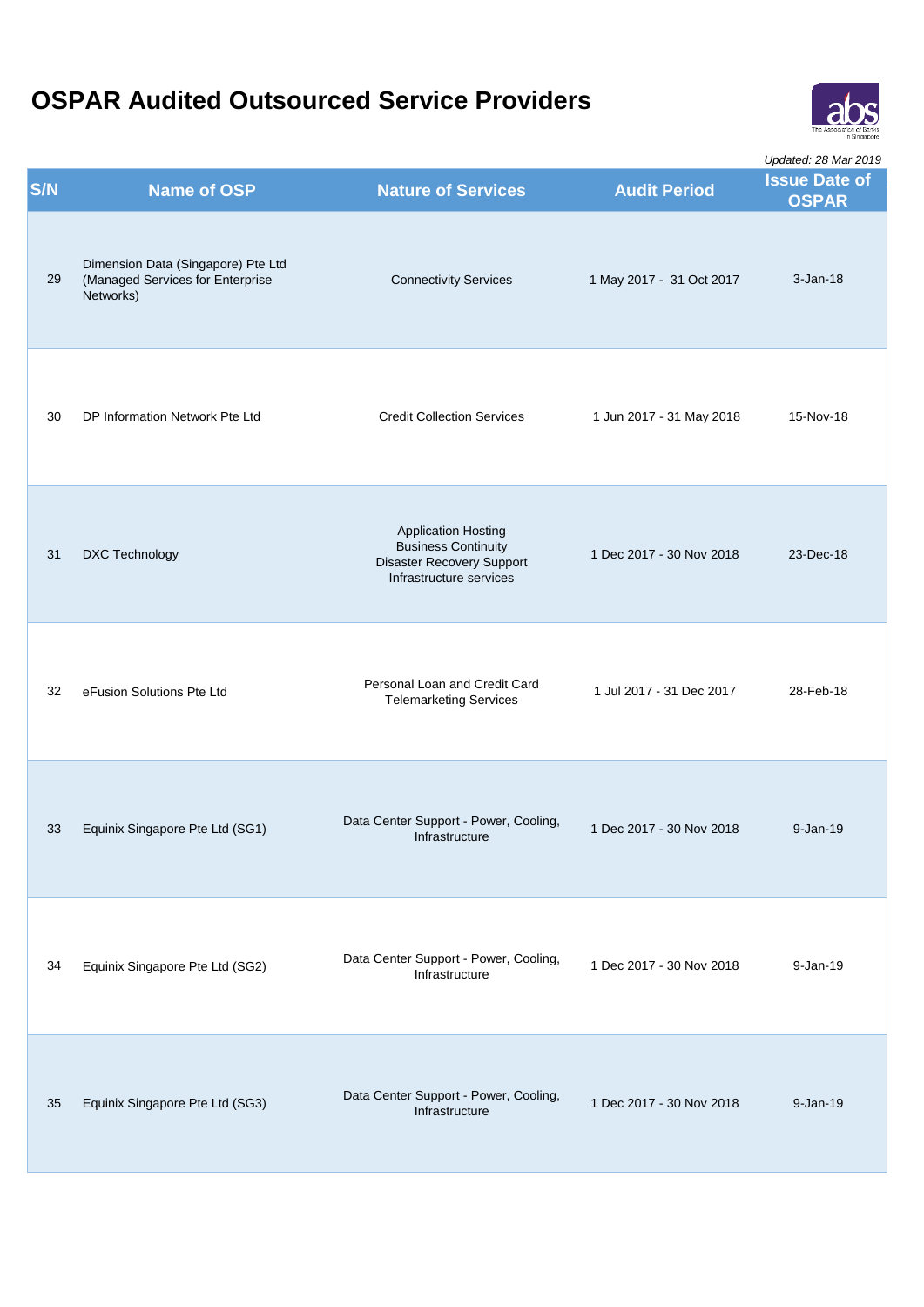# OSPAR Audited Outsourced Service Providers

*Updated: 28 Mar 2019*

| S/N | Name of OSP | Nature of Services | Audit Period | Issue Date of OSPAR |
|---|---|---|---|---|
| 29 | Dimension Data (Singapore) Pte Ltd (Managed Services for Enterprise Networks) | Connectivity Services | 1 May 2017 - 31 Oct 2017 | 3-Jan-18 |
| 30 | DP Information Network Pte Ltd | Credit Collection Services | 1 Jun 2017 - 31 May 2018 | 15-Nov-18 |
| 31 | DXC Technology | Application Hosting<br>Business Continuity<br>Disaster Recovery Support<br>Infrastructure services | 1 Dec 2017 - 30 Nov 2018 | 23-Dec-18 |
| 32 | eFusion Solutions Pte Ltd | Personal Loan and Credit Card Telemarketing Services | 1 Jul 2017 - 31 Dec 2017 | 28-Feb-18 |
| 33 | Equinix Singapore Pte Ltd (SG1) | Data Center Support - Power, Cooling, Infrastructure | 1 Dec 2017 - 30 Nov 2018 | 9-Jan-19 |
| 34 | Equinix Singapore Pte Ltd (SG2) | Data Center Support - Power, Cooling, Infrastructure | 1 Dec 2017 - 30 Nov 2018 | 9-Jan-19 |
| 35 | Equinix Singapore Pte Ltd (SG3) | Data Center Support - Power, Cooling, Infrastructure | 1 Dec 2017 - 30 Nov 2018 | 9-Jan-19 |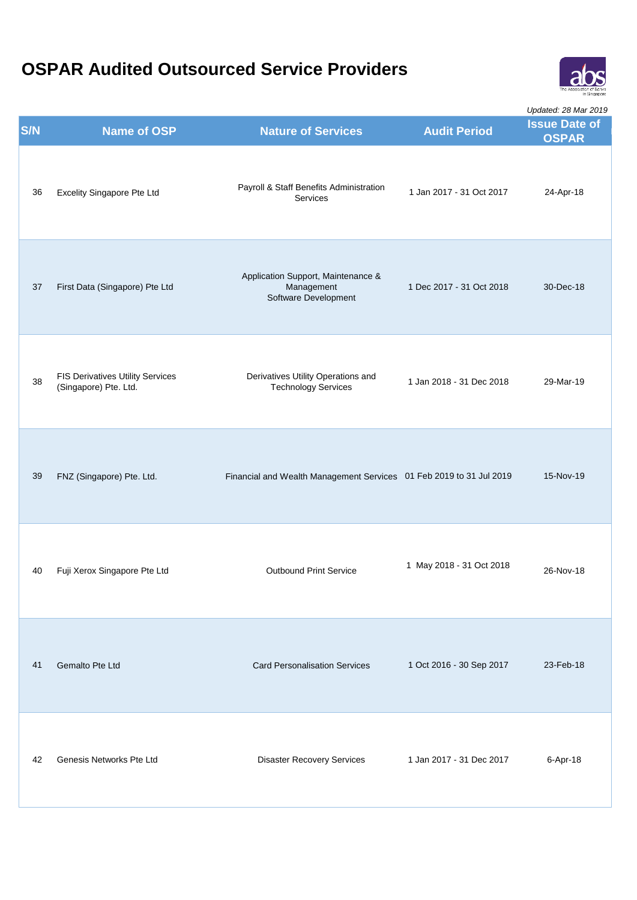# OSPAR Audited Outsourced Service Providers

*Updated: 28 Mar 2019*

| S/N | Name of OSP | Nature of Services | Audit Period | Issue Date of OSPAR |
|---|---|---|---|---|
| 36 | Excelity Singapore Pte Ltd | Payroll & Staff Benefits Administration Services | 1 Jan 2017 - 31 Oct 2017 | 24-Apr-18 |
| 37 | First Data (Singapore) Pte Ltd | Application Support, Maintenance & Management Software Development | 1 Dec 2017 - 31 Oct 2018 | 30-Dec-18 |
| 38 | FIS Derivatives Utility Services (Singapore) Pte. Ltd. | Derivatives Utility Operations and Technology Services | 1 Jan 2018 - 31 Dec 2018 | 29-Mar-19 |
| 39 | FNZ (Singapore) Pte. Ltd. | Financial and Wealth Management Services | 01 Feb 2019 to 31 Jul 2019 | 15-Nov-19 |
| 40 | Fuji Xerox Singapore Pte Ltd | Outbound Print Service | 1 May 2018 - 31 Oct 2018 | 26-Nov-18 |
| 41 | Gemalto Pte Ltd | Card Personalisation Services | 1 Oct 2016 - 30 Sep 2017 | 23-Feb-18 |
| 42 | Genesis Networks Pte Ltd | Disaster Recovery Services | 1 Jan 2017 - 31 Dec 2017 | 6-Apr-18 |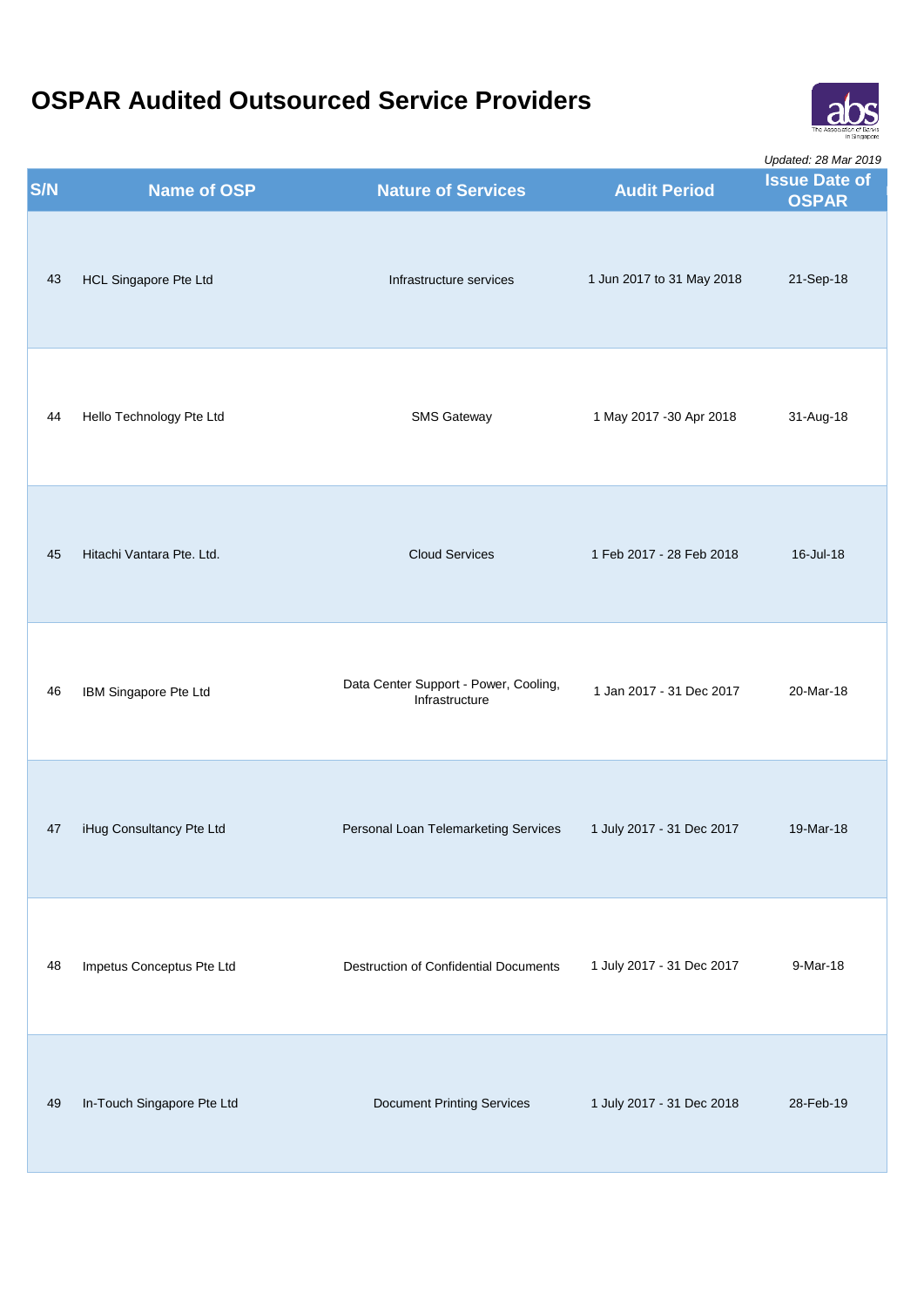# OSPAR Audited Outsourced Service Providers

*Updated: 28 Mar 2019*

| S/N | Name of OSP | Nature of Services | Audit Period | Issue Date of OSPAR |
|---|---|---|---|---|
| 43 | HCL Singapore Pte Ltd | Infrastructure services | 1 Jun 2017 to 31 May 2018 | 21-Sep-18 |
| 44 | Hello Technology Pte Ltd | SMS Gateway | 1 May 2017 -30 Apr 2018 | 31-Aug-18 |
| 45 | Hitachi Vantara Pte. Ltd. | Cloud Services | 1 Feb 2017 - 28 Feb 2018 | 16-Jul-18 |
| 46 | IBM Singapore Pte Ltd | Data Center Support - Power, Cooling, Infrastructure | 1 Jan 2017 - 31 Dec 2017 | 20-Mar-18 |
| 47 | iHug Consultancy Pte Ltd | Personal Loan Telemarketing Services | 1 July 2017 - 31 Dec 2017 | 19-Mar-18 |
| 48 | Impetus Conceptus Pte Ltd | Destruction of Confidential Documents | 1 July 2017 - 31 Dec 2017 | 9-Mar-18 |
| 49 | In-Touch Singapore Pte Ltd | Document Printing Services | 1 July 2017 - 31 Dec 2018 | 28-Feb-19 |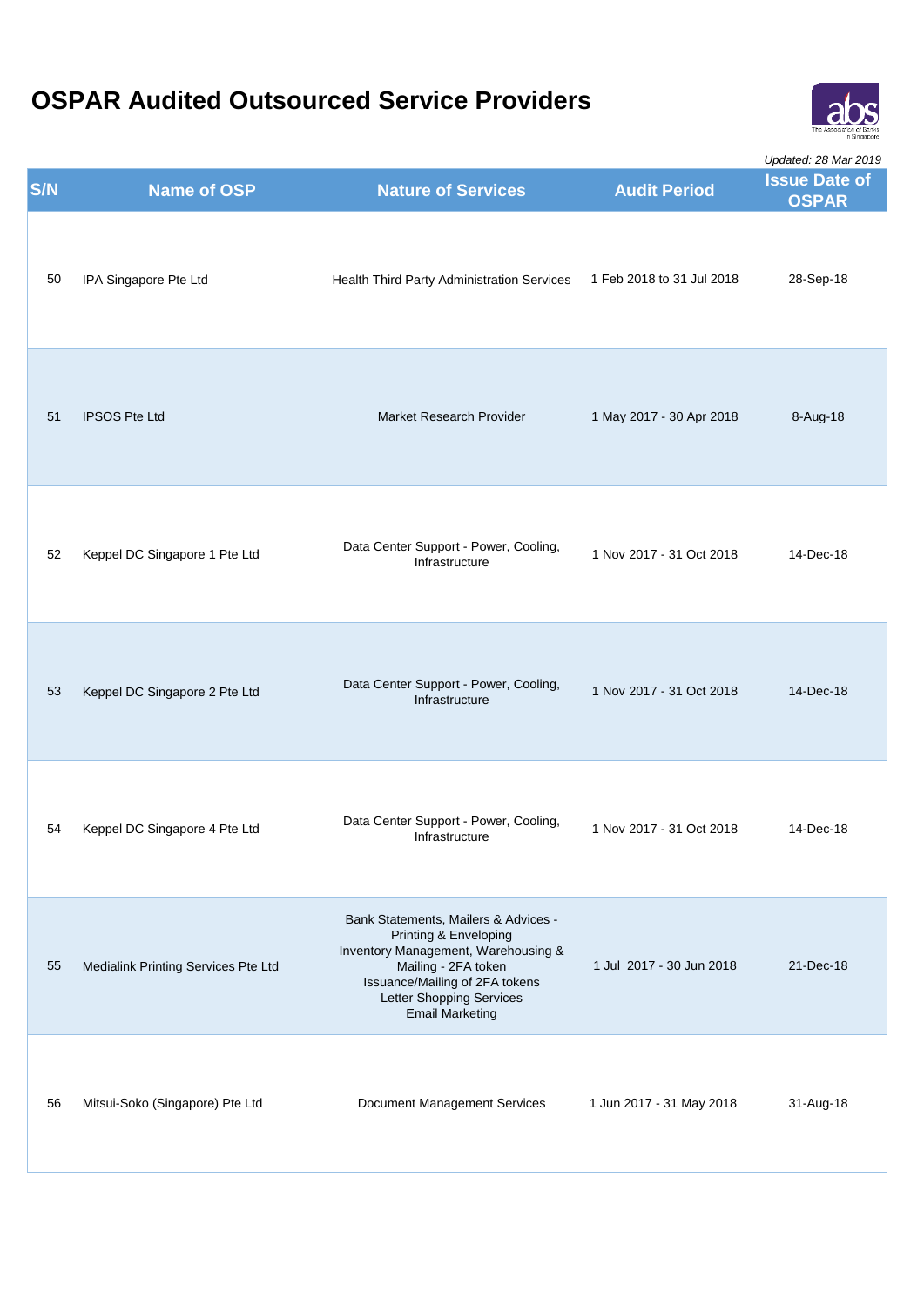# OSPAR Audited Outsourced Service Providers

*Updated: 28 Mar 2019*

| S/N | Name of OSP | Nature of Services | Audit Period | Issue Date of OSPAR |
|---|---|---|---|---|
| 50 | IPA Singapore Pte Ltd | Health Third Party Administration Services | 1 Feb 2018 to 31 Jul 2018 | 28-Sep-18 |
| 51 | IPSOS Pte Ltd | Market Research Provider | 1 May 2017 - 30 Apr 2018 | 8-Aug-18 |
| 52 | Keppel DC Singapore 1 Pte Ltd | Data Center Support - Power, Cooling, Infrastructure | 1 Nov 2017 - 31 Oct 2018 | 14-Dec-18 |
| 53 | Keppel DC Singapore 2 Pte Ltd | Data Center Support - Power, Cooling, Infrastructure | 1 Nov 2017 - 31 Oct 2018 | 14-Dec-18 |
| 54 | Keppel DC Singapore 4 Pte Ltd | Data Center Support - Power, Cooling, Infrastructure | 1 Nov 2017 - 31 Oct 2018 | 14-Dec-18 |
| 55 | Medialink Printing Services Pte Ltd | Bank Statements, Mailers & Advices - Printing & Enveloping<br>Inventory Management, Warehousing & Mailing - 2FA token Issuance/Mailing of 2FA tokens<br>Letter Shopping Services<br>Email Marketing | 1 Jul 2017 - 30 Jun 2018 | 21-Dec-18 |
| 56 | Mitsui-Soko (Singapore) Pte Ltd | Document Management Services | 1 Jun 2017 - 31 May 2018 | 31-Aug-18 |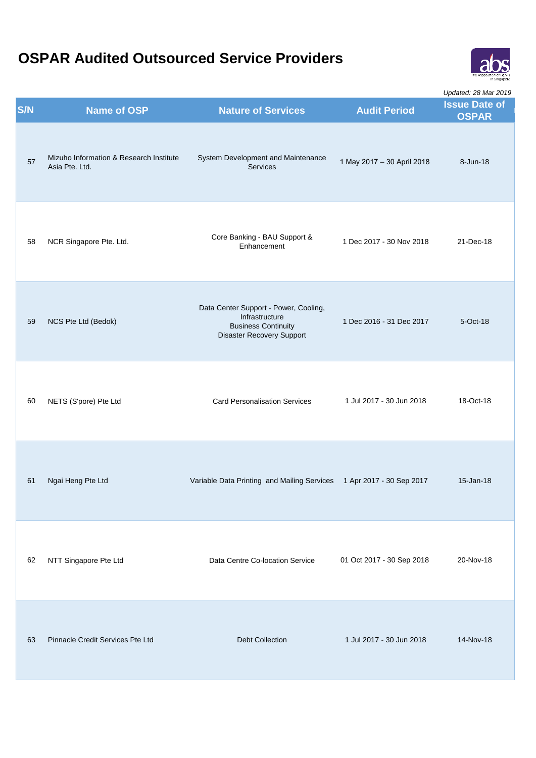# OSPAR Audited Outsourced Service Providers

*Updated: 28 Mar 2019*

| S/N | Name of OSP | Nature of Services | Audit Period | Issue Date of OSPAR |
|---|---|---|---|---|
| 57 | Mizuho Information & Research Institute Asia Pte. Ltd. | System Development and Maintenance Services | 1 May 2017 – 30 April 2018 | 8-Jun-18 |
| 58 | NCR Singapore Pte. Ltd. | Core Banking - BAU Support & Enhancement | 1 Dec 2017 - 30 Nov 2018 | 21-Dec-18 |
| 59 | NCS Pte Ltd (Bedok) | Data Center Support - Power, Cooling, Infrastructure<br>Business Continuity<br>Disaster Recovery Support | 1 Dec 2016 - 31 Dec 2017 | 5-Oct-18 |
| 60 | NETS (S'pore) Pte Ltd | Card Personalisation Services | 1 Jul 2017 - 30 Jun 2018 | 18-Oct-18 |
| 61 | Ngai Heng Pte Ltd | Variable Data Printing and Mailing Services | 1 Apr 2017 - 30 Sep 2017 | 15-Jan-18 |
| 62 | NTT Singapore Pte Ltd | Data Centre Co-location Service | 01 Oct 2017 - 30 Sep 2018 | 20-Nov-18 |
| 63 | Pinnacle Credit Services Pte Ltd | Debt Collection | 1 Jul 2017 - 30 Jun 2018 | 14-Nov-18 |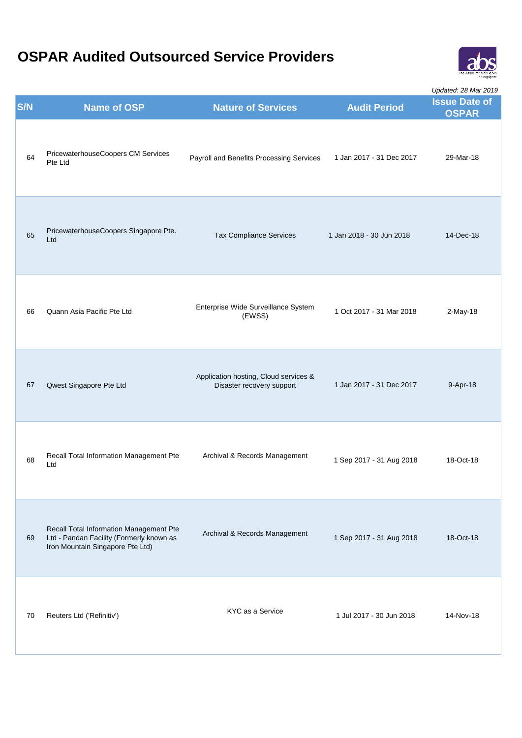# OSPAR Audited Outsourced Service Providers

*Updated: 28 Mar 2019*

| S/N | Name of OSP | Nature of Services | Audit Period | Issue Date of OSPAR |
|---|---|---|---|---|
| 64 | PricewaterhouseCoopers CM Services Pte Ltd | Payroll and Benefits Processing Services | 1 Jan 2017 - 31 Dec 2017 | 29-Mar-18 |
| 65 | PricewaterhouseCoopers Singapore Pte. Ltd | Tax Compliance Services | 1 Jan 2018 - 30 Jun 2018 | 14-Dec-18 |
| 66 | Quann Asia Pacific Pte Ltd | Enterprise Wide Surveillance System (EWSS) | 1 Oct 2017 - 31 Mar 2018 | 2-May-18 |
| 67 | Qwest Singapore Pte Ltd | Application hosting, Cloud services & Disaster recovery support | 1 Jan 2017 - 31 Dec 2017 | 9-Apr-18 |
| 68 | Recall Total Information Management Pte Ltd | Archival & Records Management | 1 Sep 2017 - 31 Aug 2018 | 18-Oct-18 |
| 69 | Recall Total Information Management Pte Ltd - Pandan Facility (Formerly known as Iron Mountain Singapore Pte Ltd) | Archival & Records Management | 1 Sep 2017 - 31 Aug 2018 | 18-Oct-18 |
| 70 | Reuters Ltd ('Refinitiv') | KYC as a Service | 1 Jul 2017 - 30 Jun 2018 | 14-Nov-18 |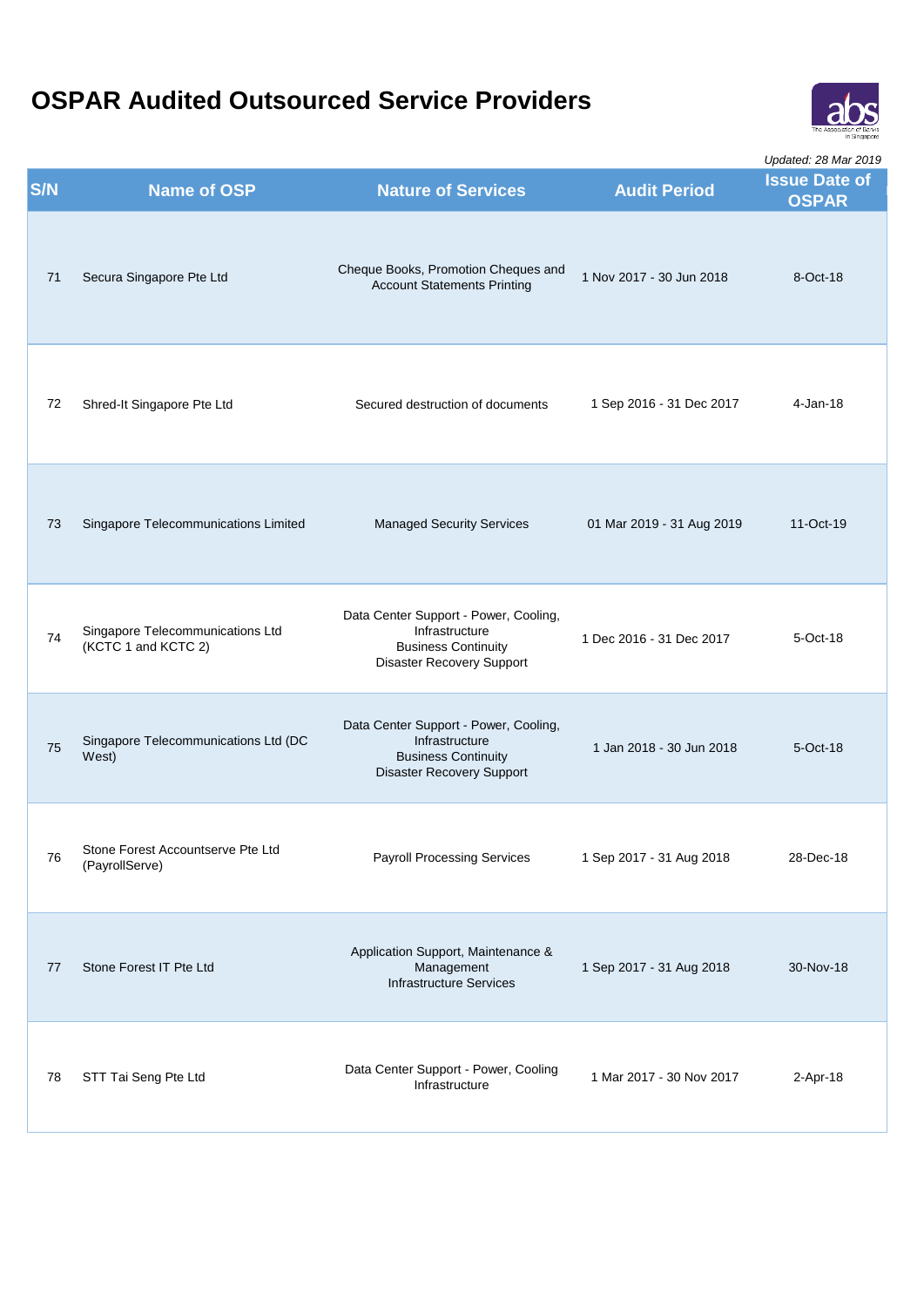# OSPAR Audited Outsourced Service Providers

*Updated: 28 Mar 2019*

| S/N | Name of OSP | Nature of Services | Audit Period | Issue Date of OSPAR |
|---|---|---|---|---|
| 71 | Secura Singapore Pte Ltd | Cheque Books, Promotion Cheques and Account Statements Printing | 1 Nov 2017 - 30 Jun 2018 | 8-Oct-18 |
| 72 | Shred-It Singapore Pte Ltd | Secured destruction of documents | 1 Sep 2016 - 31 Dec 2017 | 4-Jan-18 |
| 73 | Singapore Telecommunications Limited | Managed Security Services | 01 Mar 2019 - 31 Aug 2019 | 11-Oct-19 |
| 74 | Singapore Telecommunications Ltd (KCTC 1 and KCTC 2) | Data Center Support - Power, Cooling, Infrastructure<br>Business Continuity<br>Disaster Recovery Support | 1 Dec 2016 - 31 Dec 2017 | 5-Oct-18 |
| 75 | Singapore Telecommunications Ltd (DC West) | Data Center Support - Power, Cooling, Infrastructure<br>Business Continuity<br>Disaster Recovery Support | 1 Jan 2018 - 30 Jun 2018 | 5-Oct-18 |
| 76 | Stone Forest Accountserve Pte Ltd (PayrollServe) | Payroll Processing Services | 1 Sep 2017 - 31 Aug 2018 | 28-Dec-18 |
| 77 | Stone Forest IT Pte Ltd | Application Support, Maintenance & Management<br>Infrastructure Services | 1 Sep 2017 - 31 Aug 2018 | 30-Nov-18 |
| 78 | STT Tai Seng Pte Ltd | Data Center Support - Power, Cooling Infrastructure | 1 Mar 2017 - 30 Nov 2017 | 2-Apr-18 |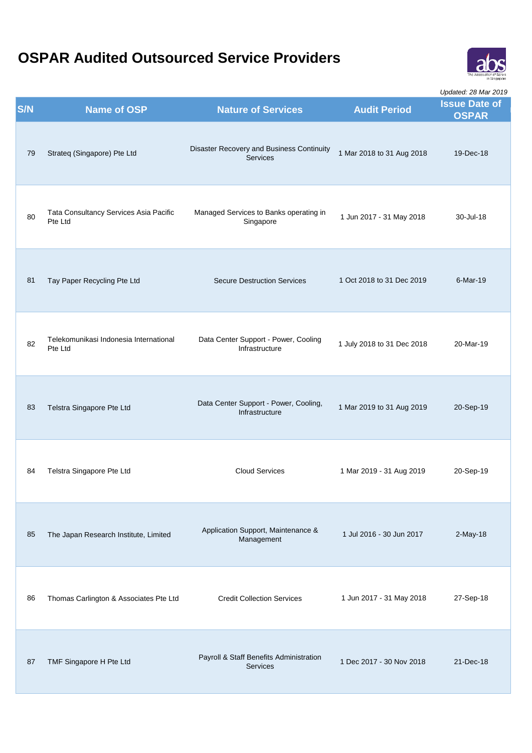# OSPAR Audited Outsourced Service Providers

*Updated: 28 Mar 2019*

| S/N | Name of OSP | Nature of Services | Audit Period | Issue Date of OSPAR |
|---|---|---|---|---|
| 79 | Strateq (Singapore) Pte Ltd | Disaster Recovery and Business Continuity Services | 1 Mar 2018 to 31 Aug 2018 | 19-Dec-18 |
| 80 | Tata Consultancy Services Asia Pacific Pte Ltd | Managed Services to Banks operating in Singapore | 1 Jun 2017 - 31 May 2018 | 30-Jul-18 |
| 81 | Tay Paper Recycling Pte Ltd | Secure Destruction Services | 1 Oct 2018 to 31 Dec 2019 | 6-Mar-19 |
| 82 | Telekomunikasi Indonesia International Pte Ltd | Data Center Support - Power, Cooling Infrastructure | 1 July 2018 to 31 Dec 2018 | 20-Mar-19 |
| 83 | Telstra Singapore Pte Ltd | Data Center Support - Power, Cooling, Infrastructure | 1 Mar 2019 to 31 Aug 2019 | 20-Sep-19 |
| 84 | Telstra Singapore Pte Ltd | Cloud Services | 1 Mar 2019 - 31 Aug 2019 | 20-Sep-19 |
| 85 | The Japan Research Institute, Limited | Application Support, Maintenance & Management | 1 Jul 2016 - 30 Jun 2017 | 2-May-18 |
| 86 | Thomas Carlington & Associates Pte Ltd | Credit Collection Services | 1 Jun 2017 - 31 May 2018 | 27-Sep-18 |
| 87 | TMF Singapore H Pte Ltd | Payroll & Staff Benefits Administration Services | 1 Dec 2017 - 30 Nov 2018 | 21-Dec-18 |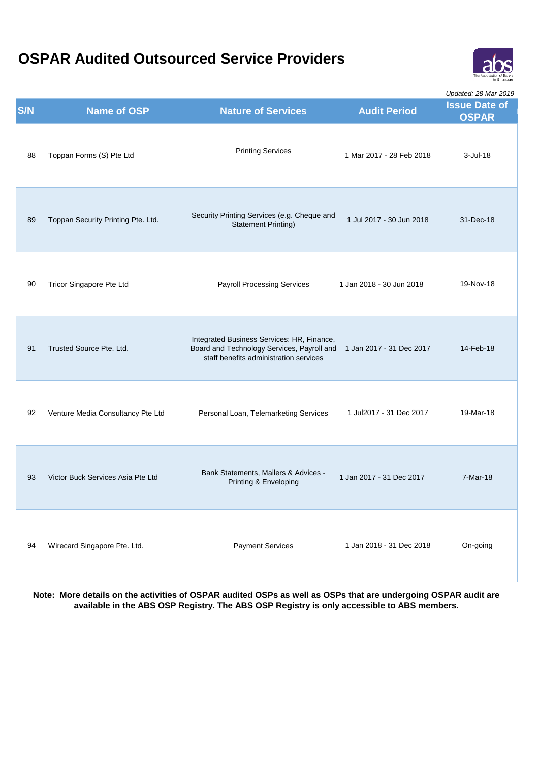# OSPAR Audited Outsourced Service Providers

*Updated: 28 Mar 2019*

| S/N | Name of OSP | Nature of Services | Audit Period | Issue Date of OSPAR |
|---|---|---|---|---|
| 88 | Toppan Forms (S) Pte Ltd | Printing Services | 1 Mar 2017 - 28 Feb 2018 | 3-Jul-18 |
| 89 | Toppan Security Printing Pte. Ltd. | Security Printing Services (e.g. Cheque and Statement Printing) | 1 Jul 2017 - 30 Jun 2018 | 31-Dec-18 |
| 90 | Tricor Singapore Pte Ltd | Payroll Processing Services | 1 Jan 2018 - 30 Jun 2018 | 19-Nov-18 |
| 91 | Trusted Source Pte. Ltd. | Integrated Business Services: HR, Finance, Board and Technology Services, Payroll and staff benefits administration services | 1 Jan 2017 - 31 Dec 2017 | 14-Feb-18 |
| 92 | Venture Media Consultancy Pte Ltd | Personal Loan, Telemarketing Services | 1 Jul2017 - 31 Dec 2017 | 19-Mar-18 |
| 93 | Victor Buck Services Asia Pte Ltd | Bank Statements, Mailers & Advices - Printing & Enveloping | 1 Jan 2017 - 31 Dec 2017 | 7-Mar-18 |
| 94 | Wirecard Singapore Pte. Ltd. | Payment Services | 1 Jan 2018 - 31 Dec 2018 | On-going |

**Note: More details on the activities of OSPAR audited OSPs as well as OSPs that are undergoing OSPAR audit are available in the ABS OSP Registry. The ABS OSP Registry is only accessible to ABS members.**